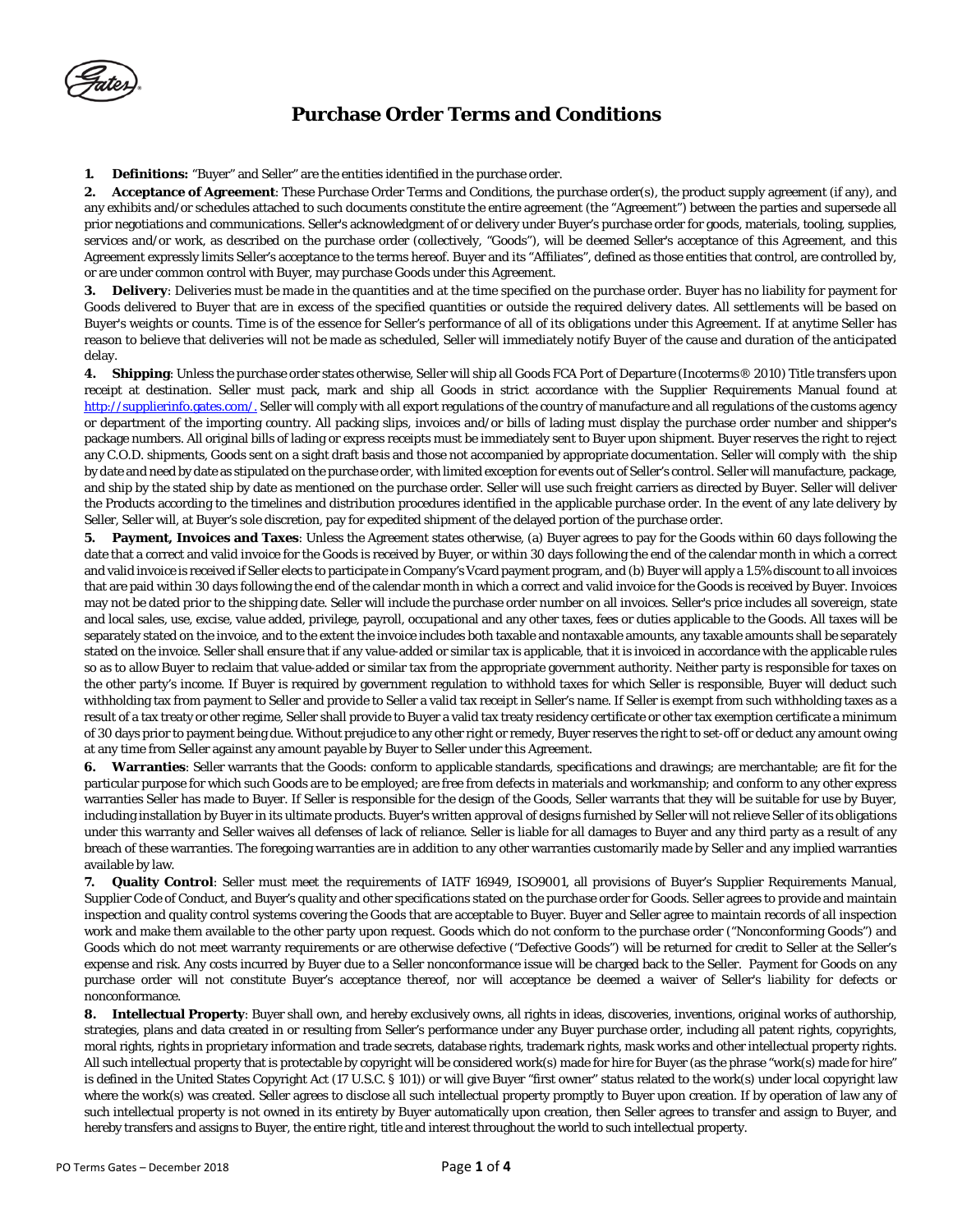# Purchase Order Terms and Conditions

**1. Definitions:** "Buyer" and Seller" are the entities identified in the purchase order.

**2. Acceptance of Agreement**: These Purchase Order Terms and Conditions, the purchase order(s), the product supply agreement (if any), and any exhibits and/or schedules attached to such documents constitute the entire agreement (the "Agreement") between the parties and supersede all prior negotiations and communications. Seller's acknowledgment of or delivery under Buyer's purchase order for goods, materials, tooling, supplies, services and/or work, as described on the purchase order (collectively, "Goods"), will be deemed Seller's acceptance of this Agreement, and this Agreement expressly limits Seller's acceptance to the terms hereof. Buyer and its "Affiliates", defined as those entities that control, are controlled by, or are under common control with Buyer, may purchase Goods under this Agreement.

**3. Delivery**: Deliveries must be made in the quantities and at the time specified on the purchase order. Buyer has no liability for payment for Goods delivered to Buyer that are in excess of the specified quantities or outside the required delivery dates. All settlements will be based on Buyer's weights or counts. Time is of the essence for Seller's performance of all of its obligations under this Agreement. If at anytime Seller has reason to believe that deliveries will not be made as scheduled, Seller will immediately notify Buyer of the cause and duration of the anticipated delay.

**4. Shipping**: Unless the purchase order states otherwise, Seller will ship all Goods FCA Port of Departure (Incoterms® 2010) Title transfers upon receipt at destination. Seller must pack, mark and ship all Goods in strict accordance with the Supplier Requirements Manual found at http://supplierinfo.gates.com/. Seller will comply with all export regulations of the country of manufacture and all regulations of the customs agency or department of the importing country. All packing slips, invoices and/or bills of lading must display the purchase order number and shipper's package numbers. All original bills of lading or express receipts must be immediately sent to Buyer upon shipment. Buyer reserves the right to reject any C.O.D. shipments, Goods sent on a sight draft basis and those not accompanied by appropriate documentation. Seller will comply with the ship by date and need by date as stipulated on the purchase order, with limited exception for events out of Seller's control. Seller will manufacture, package, and ship by the stated ship by date as mentioned on the purchase order. Seller will use such freight carriers as directed by Buyer. Seller will deliver the Products according to the timelines and distribution procedures identified in the applicable purchase order. In the event of any late delivery by Seller, Seller will, at Buyer's sole discretion, pay for expedited shipment of the delayed portion of the purchase order.

**5. Payment, Invoices and Taxes**: Unless the Agreement states otherwise, (a) Buyer agrees to pay for the Goods within 60 days following the date that a correct and valid invoice for the Goods is received by Buyer, or within 30 days following the end of the calendar month in which a correct and valid invoice is received if Seller elects to participate in Company's Vcard payment program, and (b) Buyer will apply a 1.5% discount to all invoices that are paid within 30 days following the end of the calendar month in which a correct and valid invoice for the Goods is received by Buyer. Invoices may not be dated prior to the shipping date. Seller will include the purchase order number on all invoices. Seller's price includes all sovereign, state and local sales, use, excise, value added, privilege, payroll, occupational and any other taxes, fees or duties applicable to the Goods. All taxes will be separately stated on the invoice, and to the extent the invoice includes both taxable and nontaxable amounts, any taxable amounts shall be separately stated on the invoice. Seller shall ensure that if any value-added or similar tax is applicable, that it is invoiced in accordance with the applicable rules so as to allow Buyer to reclaim that value-added or similar tax from the appropriate government authority. Neither party is responsible for taxes on the other party's income. If Buyer is required by government regulation to withhold taxes for which Seller is responsible, Buyer will deduct such withholding tax from payment to Seller and provide to Seller a valid tax receipt in Seller's name. If Seller is exempt from such withholding taxes as a result of a tax treaty or other regime, Seller shall provide to Buyer a valid tax treaty residency certificate or other tax exemption certificate a minimum of 30 days prior to payment being due. Without prejudice to any other right or remedy, Buyer reserves the right to set-off or deduct any amount owing at any time from Seller against any amount payable by Buyer to Seller under this Agreement.

**6. Warranties**: Seller warrants that the Goods: conform to applicable standards, specifications and drawings; are merchantable; are fit for the particular purpose for which such Goods are to be employed; are free from defects in materials and workmanship; and conform to any other express warranties Seller has made to Buyer. If Seller is responsible for the design of the Goods, Seller warrants that they will be suitable for use by Buyer, including installation by Buyer in its ultimate products. Buyer's written approval of designs furnished by Seller will not relieve Seller of its obligations under this warranty and Seller waives all defenses of lack of reliance. Seller is liable for all damages to Buyer and any third party as a result of any breach of these warranties. The foregoing warranties are in addition to any other warranties customarily made by Seller and any implied warranties available by law.

**7. Quality Control**: Seller must meet the requirements of IATF 16949, ISO9001, all provisions of Buyer's Supplier Requirements Manual, Supplier Code of Conduct, and Buyer's quality and other specifications stated on the purchase order for Goods. Seller agrees to provide and maintain inspection and quality control systems covering the Goods that are acceptable to Buyer. Buyer and Seller agree to maintain records of all inspection work and make them available to the other party upon request. Goods which do not conform to the purchase order ("Nonconforming Goods") and Goods which do not meet warranty requirements or are otherwise defective ("Defective Goods") will be returned for credit to Seller at the Seller's expense and risk. Any costs incurred by Buyer due to a Seller nonconformance issue will be charged back to the Seller. Payment for Goods on any purchase order will not constitute Buyer's acceptance thereof, nor will acceptance be deemed a waiver of Seller's liability for defects or nonconformance.

**8. Intellectual Property**: Buyer shall own, and hereby exclusively owns, all rights in ideas, discoveries, inventions, original works of authorship, strategies, plans and data created in or resulting from Seller's performance under any Buyer purchase order, including all patent rights, copyrights, moral rights, rights in proprietary information and trade secrets, database rights, trademark rights, mask works and other intellectual property rights. All such intellectual property that is protectable by copyright will be considered work(s) made for hire for Buyer (as the phrase "work(s) made for hire" is defined in the United States Copyright Act (17 U.S.C. § 101)) or will give Buyer "first owner" status related to the work(s) under local copyright law where the work(s) was created. Seller agrees to disclose all such intellectual property promptly to Buyer upon creation. If by operation of law any of such intellectual property is not owned in its entirety by Buyer automatically upon creation, then Seller agrees to transfer and assign to Buyer, and hereby transfers and assigns to Buyer, the entire right, title and interest throughout the world to such intellectual property.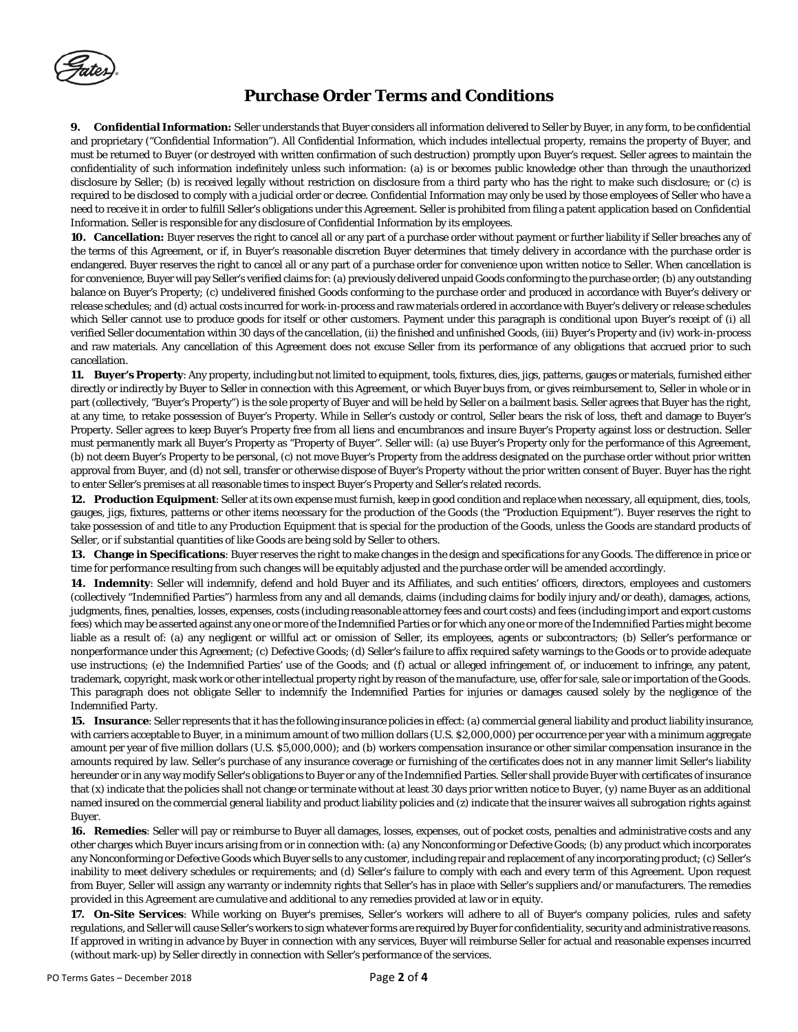# Purchase Order Terms and Conditions

**9. Confidential Information:** Seller understands that Buyer considers all information delivered to Seller by Buyer, in any form, to be confidential and proprietary ("Confidential Information"). All Confidential Information, which includes intellectual property, remains the property of Buyer, and must be returned to Buyer (or destroyed with written confirmation of such destruction) promptly upon Buyer's request. Seller agrees to maintain the confidentiality of such information indefinitely unless such information: (a) is or becomes public knowledge other than through the unauthorized disclosure by Seller; (b) is received legally without restriction on disclosure from a third party who has the right to make such disclosure; or (c) is required to be disclosed to comply with a judicial order or decree. Confidential Information may only be used by those employees of Seller who have a need to receive it in order to fulfill Seller's obligations under this Agreement. Seller is prohibited from filing a patent application based on Confidential Information. Seller is responsible for any disclosure of Confidential Information by its employees.

**10. Cancellation:** Buyer reserves the right to cancel all or any part of a purchase order without payment or further liability if Seller breaches any of the terms of this Agreement, or if, in Buyer's reasonable discretion Buyer determines that timely delivery in accordance with the purchase order is endangered. Buyer reserves the right to cancel all or any part of a purchase order for convenience upon written notice to Seller. When cancellation is for convenience, Buyer will pay Seller's verified claims for: (a) previously delivered unpaid Goods conforming to the purchase order; (b) any outstanding balance on Buyer's Property; (c) undelivered finished Goods conforming to the purchase order and produced in accordance with Buyer's delivery or release schedules; and (d) actual costs incurred for work-in-process and raw materials ordered in accordance with Buyer's delivery or release schedules which Seller cannot use to produce goods for itself or other customers. Payment under this paragraph is conditional upon Buyer's receipt of (i) all verified Seller documentation within 30 days of the cancellation, (ii) the finished and unfinished Goods, (iii) Buyer's Property and (iv) work-in-process and raw materials. Any cancellation of this Agreement does not excuse Seller from its performance of any obligations that accrued prior to such cancellation.

**11. Buyer's Property**: Any property, including but not limited to equipment, tools, fixtures, dies, jigs, patterns, gauges or materials, furnished either directly or indirectly by Buyer to Seller in connection with this Agreement, or which Buyer buys from, or gives reimbursement to, Seller in whole or in part (collectively, "Buyer's Property") is the sole property of Buyer and will be held by Seller on a bailment basis. Seller agrees that Buyer has the right, at any time, to retake possession of Buyer's Property. While in Seller's custody or control, Seller bears the risk of loss, theft and damage to Buyer's Property. Seller agrees to keep Buyer's Property free from all liens and encumbrances and insure Buyer's Property against loss or destruction. Seller must permanently mark all Buyer's Property as "Property of Buyer". Seller will: (a) use Buyer's Property only for the performance of this Agreement, (b) not deem Buyer's Property to be personal, (c) not move Buyer's Property from the address designated on the purchase order without prior written approval from Buyer, and (d) not sell, transfer or otherwise dispose of Buyer's Property without the prior written consent of Buyer. Buyer has the right to enter Seller's premises at all reasonable times to inspect Buyer's Property and Seller's related records.

**12. Production Equipment**: Seller at its own expense must furnish, keep in good condition and replace when necessary, all equipment, dies, tools, gauges, jigs, fixtures, patterns or other items necessary for the production of the Goods (the "Production Equipment"). Buyer reserves the right to take possession of and title to any Production Equipment that is special for the production of the Goods, unless the Goods are standard products of Seller, or if substantial quantities of like Goods are being sold by Seller to others.

**13. Change in Specifications**: Buyer reserves the right to make changes in the design and specifications for any Goods. The difference in price or time for performance resulting from such changes will be equitably adjusted and the purchase order will be amended accordingly.

**14. Indemnity**: Seller will indemnify, defend and hold Buyer and its Affiliates, and such entities' officers, directors, employees and customers (collectively "Indemnified Parties") harmless from any and all demands, claims (including claims for bodily injury and/or death), damages, actions, judgments, fines, penalties, losses, expenses, costs (including reasonable attorney fees and court costs) and fees (including import and export customs fees) which may be asserted against any one or more of the Indemnified Parties or for which any one or more of the Indemnified Parties might become liable as a result of: (a) any negligent or willful act or omission of Seller, its employees, agents or subcontractors; (b) Seller's performance or nonperformance under this Agreement; (c) Defective Goods; (d) Seller's failure to affix required safety warnings to the Goods or to provide adequate use instructions; (e) the Indemnified Parties' use of the Goods; and (f) actual or alleged infringement of, or inducement to infringe, any patent, trademark, copyright, mask work or other intellectual property right by reason of the manufacture, use, offer for sale, sale or importation of the Goods. This paragraph does not obligate Seller to indemnify the Indemnified Parties for injuries or damages caused solely by the negligence of the Indemnified Party.

**15. Insurance**: Seller represents that it has the following insurance policies in effect: (a) commercial general liability and product liability insurance, with carriers acceptable to Buyer, in a minimum amount of two million dollars (U.S. $2,000,000) per occurrence per year with a minimum aggregate amount per year of five million dollars (U.S. $5,000,000); and (b) workers compensation insurance or other similar compensation insurance in the amounts required by law. Seller's purchase of any insurance coverage or furnishing of the certificates does not in any manner limit Seller's liability hereunder or in any way modify Seller's obligations to Buyer or any of the Indemnified Parties. Seller shall provide Buyer with certificates of insurance that (x) indicate that the policies shall not change or terminate without at least 30 days prior written notice to Buyer, (y) name Buyer as an additional named insured on the commercial general liability and product liability policies and (z) indicate that the insurer waives all subrogation rights against Buyer.

**16. Remedies**: Seller will pay or reimburse to Buyer all damages, losses, expenses, out of pocket costs, penalties and administrative costs and any other charges which Buyer incurs arising from or in connection with: (a) any Nonconforming or Defective Goods; (b) any product which incorporates any Nonconforming or Defective Goods which Buyer sells to any customer, including repair and replacement of any incorporating product; (c) Seller's inability to meet delivery schedules or requirements; and (d) Seller's failure to comply with each and every term of this Agreement. Upon request from Buyer, Seller will assign any warranty or indemnity rights that Seller's has in place with Seller's suppliers and/or manufacturers. The remedies provided in this Agreement are cumulative and additional to any remedies provided at law or in equity.

**17. On-Site Services**: While working on Buyer's premises, Seller's workers will adhere to all of Buyer's company policies, rules and safety regulations, and Seller will cause Seller's workers to sign whatever forms are required by Buyer for confidentiality, security and administrative reasons. If approved in writing in advance by Buyer in connection with any services, Buyer will reimburse Seller for actual and reasonable expenses incurred (without mark-up) by Seller directly in connection with Seller's performance of the services.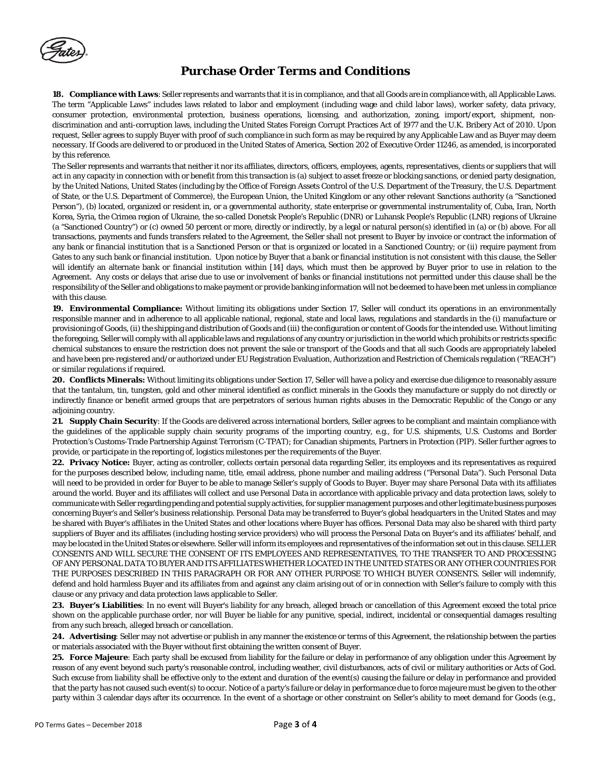# Purchase Order Terms and Conditions

**18. Compliance with Laws**: Seller represents and warrants that it is in compliance, and that all Goods are in compliance with, all Applicable Laws. The term "Applicable Laws" includes laws related to labor and employment (including wage and child labor laws), worker safety, data privacy, consumer protection, environmental protection, business operations, licensing, and authorization, zoning, import/export, shipment, non-discrimination and anti-corruption laws, including the United States Foreign Corrupt Practices Act of 1977 and the U.K. Bribery Act of 2010. Upon request, Seller agrees to supply Buyer with proof of such compliance in such form as may be required by any Applicable Law and as Buyer may deem necessary. If Goods are delivered to or produced in the United States of America, Section 202 of Executive Order 11246, as amended, is incorporated by this reference.

The Seller represents and warrants that neither it nor its affiliates, directors, officers, employees, agents, representatives, clients or suppliers that will act in any capacity in connection with or benefit from this transaction is (a) subject to asset freeze or blocking sanctions, or denied party designation, by the United Nations, United States (including by the Office of Foreign Assets Control of the U.S. Department of the Treasury, the U.S. Department of State, or the U.S. Department of Commerce), the European Union, the United Kingdom or any other relevant Sanctions authority (a "Sanctioned Person"), (b) located, organized or resident in, or a governmental authority, state enterprise or governmental instrumentality of, Cuba, Iran, North Korea, Syria, the Crimea region of Ukraine, the so-called Donetsk People's Republic (DNR) or Luhansk People's Republic (LNR) regions of Ukraine (a "Sanctioned Country") or (c) owned 50 percent or more, directly or indirectly, by a legal or natural person(s) identified in (a) or (b) above. For all transactions, payments and funds transfers related to the Agreement, the Seller shall not present to Buyer by invoice or contract the information of any bank or financial institution that is a Sanctioned Person or that is organized or located in a Sanctioned Country; or (ii) require payment from Gates to any such bank or financial institution. Upon notice by Buyer that a bank or financial institution is not consistent with this clause, the Seller will identify an alternate bank or financial institution within [14] days, which must then be approved by Buyer prior to use in relation to the Agreement. Any costs or delays that arise due to use or involvement of banks or financial institutions not permitted under this clause shall be the responsibility of the Seller and obligations to make payment or provide banking information will not be deemed to have been met unless in compliance with this clause.

**19. Environmental Compliance:** Without limiting its obligations under Section 17, Seller will conduct its operations in an environmentally responsible manner and in adherence to all applicable national, regional, state and local laws, regulations and standards in the (i) manufacture or provisioning of Goods, (ii) the shipping and distribution of Goods and (iii) the configuration or content of Goods for the intended use. Without limiting the foregoing, Seller will comply with all applicable laws and regulations of any country or jurisdiction in the world which prohibits or restricts specific chemical substances to ensure the restriction does not prevent the sale or transport of the Goods and that all such Goods are appropriately labeled and have been pre-registered and/or authorized under EU Registration Evaluation, Authorization and Restriction of Chemicals regulation ("REACH") or similar regulations if required.

**20. Conflicts Minerals:** Without limiting its obligations under Section 17, Seller will have a policy and exercise due diligence to reasonably assure that the tantalum, tin, tungsten, gold and other mineral identified as conflict minerals in the Goods they manufacture or supply do not directly or indirectly finance or benefit armed groups that are perpetrators of serious human rights abuses in the Democratic Republic of the Congo or any adjoining country.

**21. Supply Chain Security**: If the Goods are delivered across international borders, Seller agrees to be compliant and maintain compliance with the guidelines of the applicable supply chain security programs of the importing country, e.g., for U.S. shipments, U.S. Customs and Border Protection's Customs-Trade Partnership Against Terrorism (C-TPAT); for Canadian shipments, Partners in Protection (PIP). Seller further agrees to provide, or participate in the reporting of, logistics milestones per the requirements of the Buyer.

**22. Privacy Notice:** Buyer, acting as controller, collects certain personal data regarding Seller, its employees and its representatives as required for the purposes described below, including name, title, email address, phone number and mailing address ("Personal Data"). Such Personal Data will need to be provided in order for Buyer to be able to manage Seller's supply of Goods to Buyer. Buyer may share Personal Data with its affiliates around the world. Buyer and its affiliates will collect and use Personal Data in accordance with applicable privacy and data protection laws, solely to communicate with Seller regarding pending and potential supply activities, for supplier management purposes and other legitimate business purposes concerning Buyer's and Seller's business relationship. Personal Data may be transferred to Buyer's global headquarters in the United States and may be shared with Buyer's affiliates in the United States and other locations where Buyer has offices. Personal Data may also be shared with third party suppliers of Buyer and its affiliates (including hosting service providers) who will process the Personal Data on Buyer's and its affiliates' behalf, and may be located in the United States or elsewhere. Seller will inform its employees and representatives of the information set out in this clause. SELLER CONSENTS AND WILL SECURE THE CONSENT OF ITS EMPLOYEES AND REPRESENTATIVES, TO THE TRANSFER TO AND PROCESSING OF ANY PERSONAL DATA TO BUYER AND ITS AFFILIATES WHETHER LOCATED IN THE UNITED STATES OR ANY OTHER COUNTRIES FOR THE PURPOSES DESCRIBED IN THIS PARAGRAPH OR FOR ANY OTHER PURPOSE TO WHICH BUYER CONSENTS. Seller will indemnify, defend and hold harmless Buyer and its affiliates from and against any claim arising out of or in connection with Seller's failure to comply with this clause or any privacy and data protection laws applicable to Seller.

**23. Buyer's Liabilities**: In no event will Buyer's liability for any breach, alleged breach or cancellation of this Agreement exceed the total price shown on the applicable purchase order, nor will Buyer be liable for any punitive, special, indirect, incidental or consequential damages resulting from any such breach, alleged breach or cancellation.

**24. Advertising**: Seller may not advertise or publish in any manner the existence or terms of this Agreement, the relationship between the parties or materials associated with the Buyer without first obtaining the written consent of Buyer.

**25. Force Majeure**: Each party shall be excused from liability for the failure or delay in performance of any obligation under this Agreement by reason of any event beyond such party's reasonable control, including weather, civil disturbances, acts of civil or military authorities or Acts of God. Such excuse from liability shall be effective only to the extent and duration of the event(s) causing the failure or delay in performance and provided that the party has not caused such event(s) to occur. Notice of a party's failure or delay in performance due to force majeure must be given to the other party within 3 calendar days after its occurrence. In the event of a shortage or other constraint on Seller's ability to meet demand for Goods (e.g.,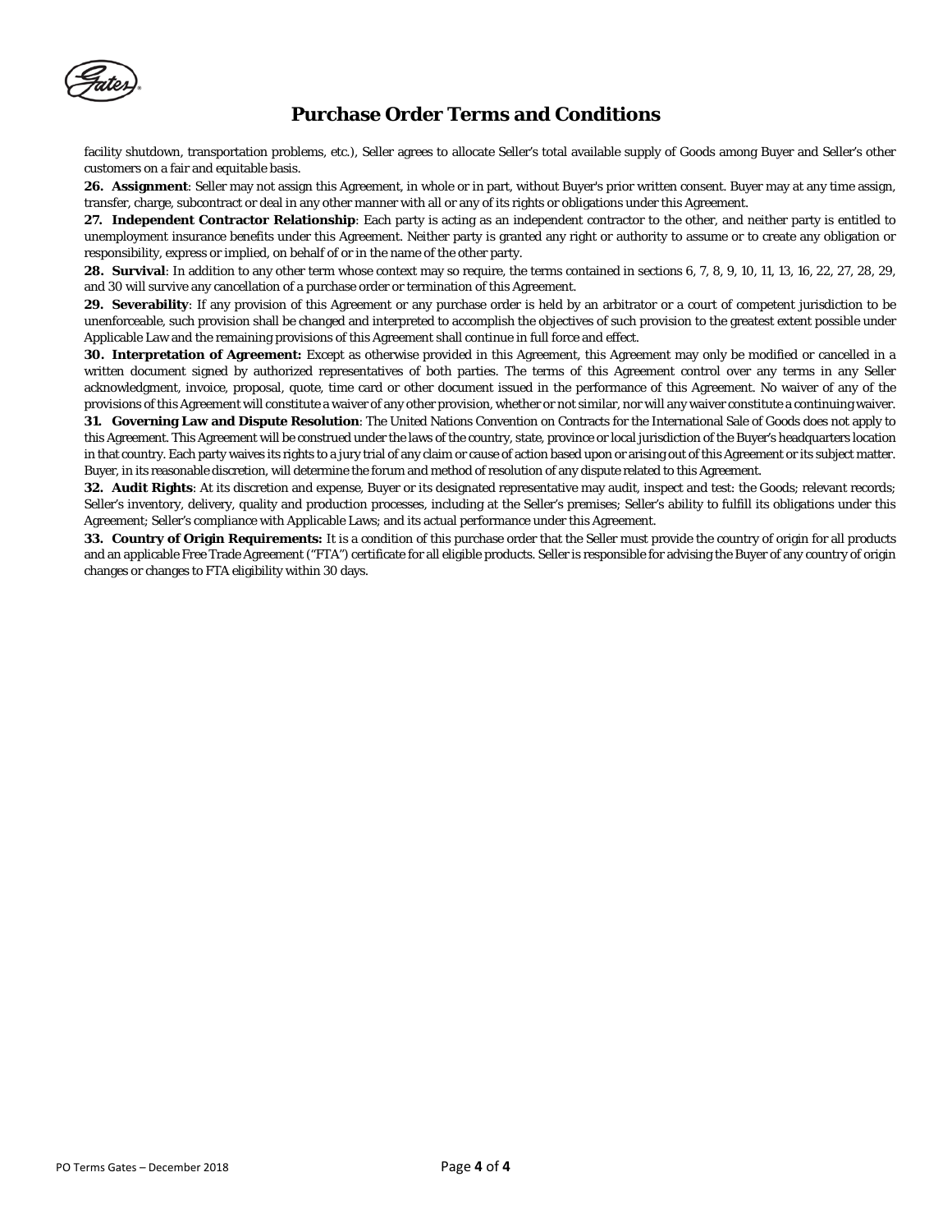# Purchase Order Terms and Conditions

facility shutdown, transportation problems, etc.), Seller agrees to allocate Seller's total available supply of Goods among Buyer and Seller's other customers on a fair and equitable basis.

**26. Assignment**: Seller may not assign this Agreement, in whole or in part, without Buyer's prior written consent. Buyer may at any time assign, transfer, charge, subcontract or deal in any other manner with all or any of its rights or obligations under this Agreement.

**27. Independent Contractor Relationship**: Each party is acting as an independent contractor to the other, and neither party is entitled to unemployment insurance benefits under this Agreement. Neither party is granted any right or authority to assume or to create any obligation or responsibility, express or implied, on behalf of or in the name of the other party.

**28. Survival**: In addition to any other term whose context may so require, the terms contained in sections 6, 7, 8, 9, 10, 11, 13, 16, 22, 27, 28, 29, and 30 will survive any cancellation of a purchase order or termination of this Agreement.

**29. Severability**: If any provision of this Agreement or any purchase order is held by an arbitrator or a court of competent jurisdiction to be unenforceable, such provision shall be changed and interpreted to accomplish the objectives of such provision to the greatest extent possible under Applicable Law and the remaining provisions of this Agreement shall continue in full force and effect.

**30. Interpretation of Agreement:** Except as otherwise provided in this Agreement, this Agreement may only be modified or cancelled in a written document signed by authorized representatives of both parties. The terms of this Agreement control over any terms in any Seller acknowledgment, invoice, proposal, quote, time card or other document issued in the performance of this Agreement. No waiver of any of the provisions of this Agreement will constitute a waiver of any other provision, whether or not similar, nor will any waiver constitute a continuing waiver.

**31. Governing Law and Dispute Resolution**: The United Nations Convention on Contracts for the International Sale of Goods does not apply to this Agreement. This Agreement will be construed under the laws of the country, state, province or local jurisdiction of the Buyer's headquarters location in that country. Each party waives its rights to a jury trial of any claim or cause of action based upon or arising out of this Agreement or its subject matter. Buyer, in its reasonable discretion, will determine the forum and method of resolution of any dispute related to this Agreement.

**32. Audit Rights**: At its discretion and expense, Buyer or its designated representative may audit, inspect and test: the Goods; relevant records; Seller's inventory, delivery, quality and production processes, including at the Seller's premises; Seller's ability to fulfill its obligations under this Agreement; Seller's compliance with Applicable Laws; and its actual performance under this Agreement.

**33. Country of Origin Requirements:** It is a condition of this purchase order that the Seller must provide the country of origin for all products and an applicable Free Trade Agreement ("FTA") certificate for all eligible products. Seller is responsible for advising the Buyer of any country of origin changes or changes to FTA eligibility within 30 days.